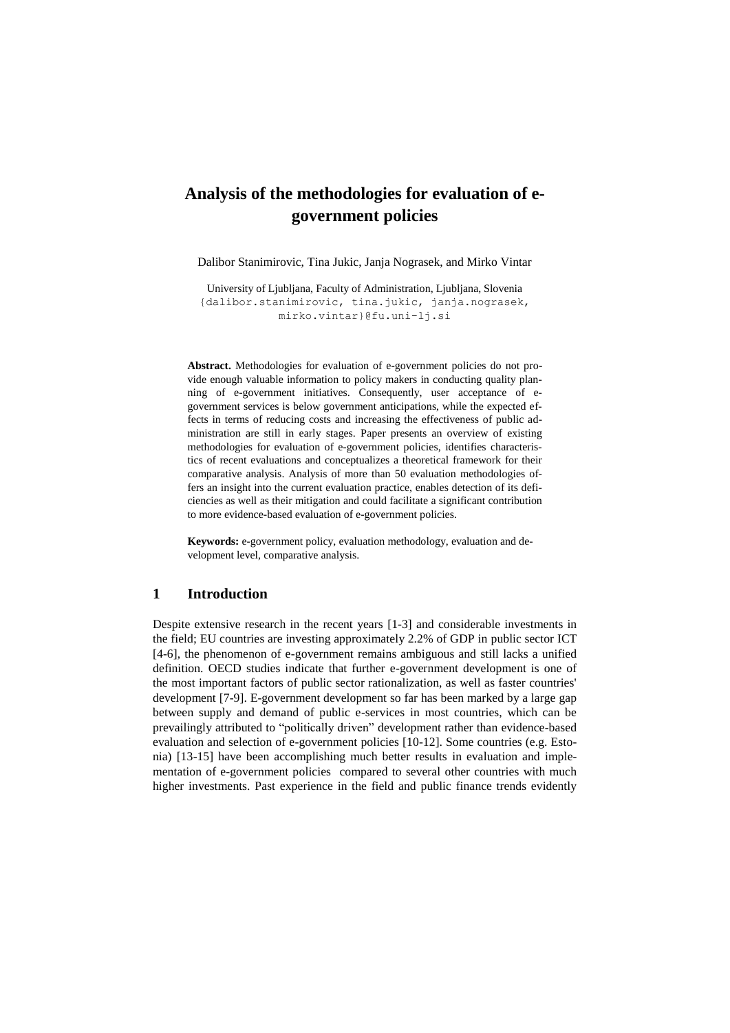# Analysis of the methodologies for evaluation of e-government policies

Dalibor Stanimirovic, Tina Jukic, Janja Nograsek, and Mirko Vintar

University of Ljubljana, Faculty of Administration, Ljubljana, Slovenia
{dalibor.stanimirovic, tina.jukic, janja.nograsek, mirko.vintar}@fu.uni-lj.si

**Abstract.** Methodologies for evaluation of e-government policies do not provide enough valuable information to policy makers in conducting quality planning of e-government initiatives. Consequently, user acceptance of e-government services is below government anticipations, while the expected effects in terms of reducing costs and increasing the effectiveness of public administration are still in early stages. Paper presents an overview of existing methodologies for evaluation of e-government policies, identifies characteristics of recent evaluations and conceptualizes a theoretical framework for their comparative analysis. Analysis of more than 50 evaluation methodologies offers an insight into the current evaluation practice, enables detection of its deficiencies as well as their mitigation and could facilitate a significant contribution to more evidence-based evaluation of e-government policies.

**Keywords:** e-government policy, evaluation methodology, evaluation and development level, comparative analysis.

## 1 Introduction

Despite extensive research in the recent years [1-3] and considerable investments in the field; EU countries are investing approximately 2.2% of GDP in public sector ICT [4-6], the phenomenon of e-government remains ambiguous and still lacks a unified definition. OECD studies indicate that further e-government development is one of the most important factors of public sector rationalization, as well as faster countries' development [7-9]. E-government development so far has been marked by a large gap between supply and demand of public e-services in most countries, which can be prevailingly attributed to "politically driven" development rather than evidence-based evaluation and selection of e-government policies [10-12]. Some countries (e.g. Estonia) [13-15] have been accomplishing much better results in evaluation and implementation of e-government policies compared to several other countries with much higher investments. Past experience in the field and public finance trends evidently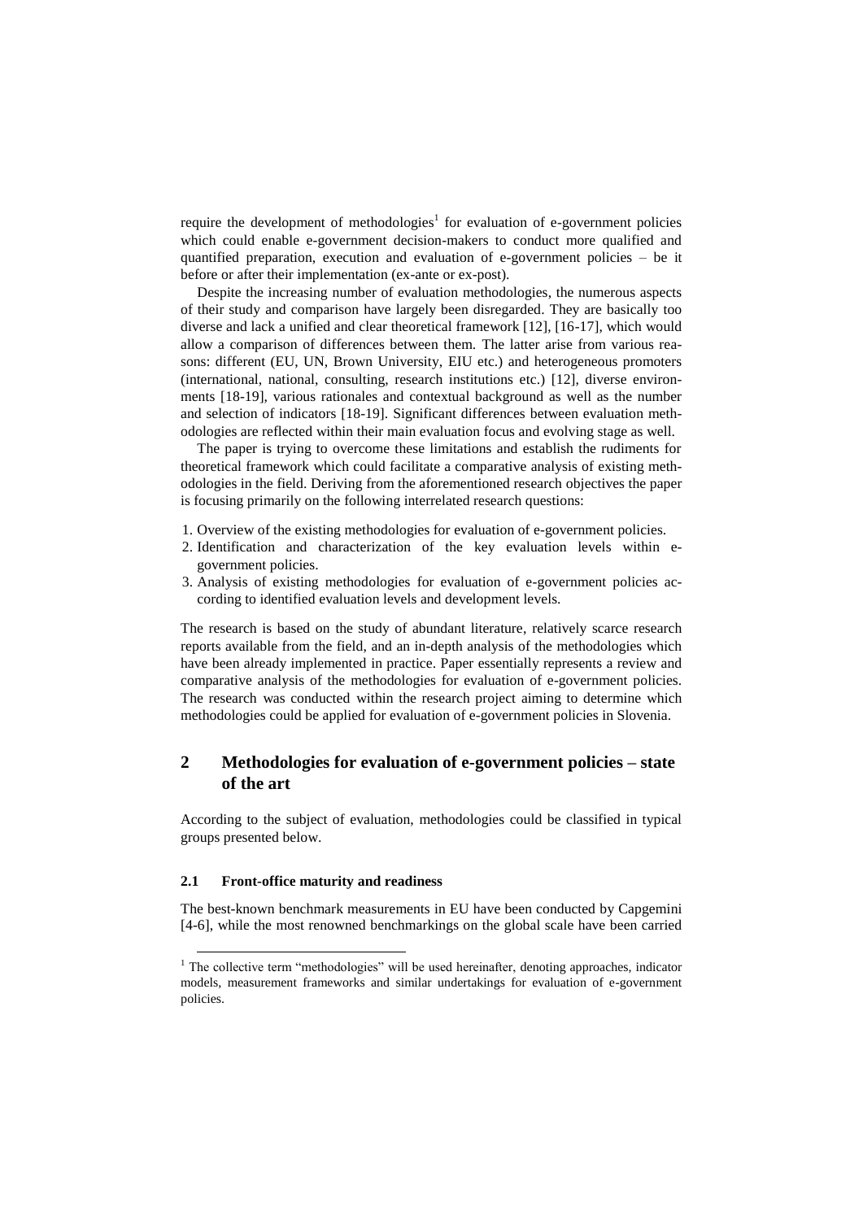require the development of methodologies[1] for evaluation of e-government policies which could enable e-government decision-makers to conduct more qualified and quantified preparation, execution and evaluation of e-government policies – be it before or after their implementation (ex-ante or ex-post).

Despite the increasing number of evaluation methodologies, the numerous aspects of their study and comparison have largely been disregarded. They are basically too diverse and lack a unified and clear theoretical framework [12], [16-17], which would allow a comparison of differences between them. The latter arise from various reasons: different (EU, UN, Brown University, EIU etc.) and heterogeneous promoters (international, national, consulting, research institutions etc.) [12], diverse environments [18-19], various rationales and contextual background as well as the number and selection of indicators [18-19]. Significant differences between evaluation methodologies are reflected within their main evaluation focus and evolving stage as well.

The paper is trying to overcome these limitations and establish the rudiments for theoretical framework which could facilitate a comparative analysis of existing methodologies in the field. Deriving from the aforementioned research objectives the paper is focusing primarily on the following interrelated research questions:

1. Overview of the existing methodologies for evaluation of e-government policies.
2. Identification and characterization of the key evaluation levels within e-government policies.
3. Analysis of existing methodologies for evaluation of e-government policies according to identified evaluation levels and development levels.

The research is based on the study of abundant literature, relatively scarce research reports available from the field, and an in-depth analysis of the methodologies which have been already implemented in practice. Paper essentially represents a review and comparative analysis of the methodologies for evaluation of e-government policies. The research was conducted within the research project aiming to determine which methodologies could be applied for evaluation of e-government policies in Slovenia.

## 2 Methodologies for evaluation of e-government policies – state of the art

According to the subject of evaluation, methodologies could be classified in typical groups presented below.

### 2.1 Front-office maturity and readiness

The best-known benchmark measurements in EU have been conducted by Capgemini [4-6], while the most renowned benchmarkings on the global scale have been carried

[1] The collective term "methodologies" will be used hereinafter, denoting approaches, indicator models, measurement frameworks and similar undertakings for evaluation of e-government policies.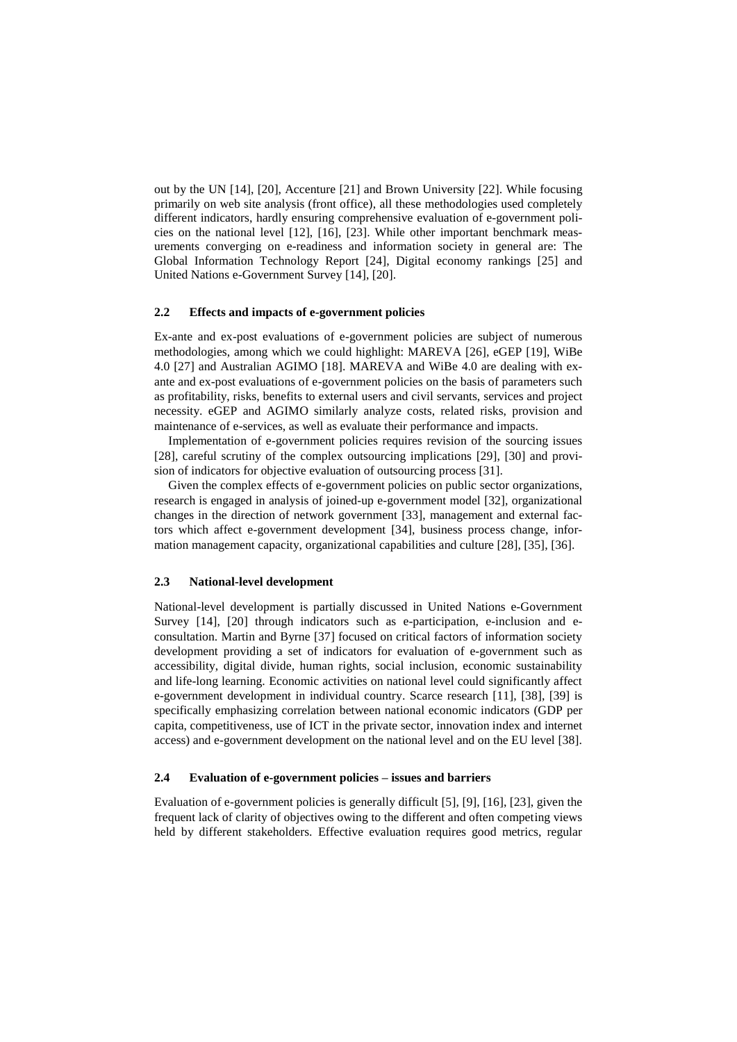out by the UN [14], [20], Accenture [21] and Brown University [22]. While focusing primarily on web site analysis (front office), all these methodologies used completely different indicators, hardly ensuring comprehensive evaluation of e-government policies on the national level [12], [16], [23]. While other important benchmark measurements converging on e-readiness and information society in general are: The Global Information Technology Report [24], Digital economy rankings [25] and United Nations e-Government Survey [14], [20].

### 2.2 Effects and impacts of e-government policies

Ex-ante and ex-post evaluations of e-government policies are subject of numerous methodologies, among which we could highlight: MAREVA [26], eGEP [19], WiBe 4.0 [27] and Australian AGIMO [18]. MAREVA and WiBe 4.0 are dealing with ex-ante and ex-post evaluations of e-government policies on the basis of parameters such as profitability, risks, benefits to external users and civil servants, services and project necessity. eGEP and AGIMO similarly analyze costs, related risks, provision and maintenance of e-services, as well as evaluate their performance and impacts.

Implementation of e-government policies requires revision of the sourcing issues [28], careful scrutiny of the complex outsourcing implications [29], [30] and provision of indicators for objective evaluation of outsourcing process [31].

Given the complex effects of e-government policies on public sector organizations, research is engaged in analysis of joined-up e-government model [32], organizational changes in the direction of network government [33], management and external factors which affect e-government development [34], business process change, information management capacity, organizational capabilities and culture [28], [35], [36].

### 2.3 National-level development

National-level development is partially discussed in United Nations e-Government Survey [14], [20] through indicators such as e-participation, e-inclusion and e-consultation. Martin and Byrne [37] focused on critical factors of information society development providing a set of indicators for evaluation of e-government such as accessibility, digital divide, human rights, social inclusion, economic sustainability and life-long learning. Economic activities on national level could significantly affect e-government development in individual country. Scarce research [11], [38], [39] is specifically emphasizing correlation between national economic indicators (GDP per capita, competitiveness, use of ICT in the private sector, innovation index and internet access) and e-government development on the national level and on the EU level [38].

### 2.4 Evaluation of e-government policies – issues and barriers

Evaluation of e-government policies is generally difficult [5], [9], [16], [23], given the frequent lack of clarity of objectives owing to the different and often competing views held by different stakeholders. Effective evaluation requires good metrics, regular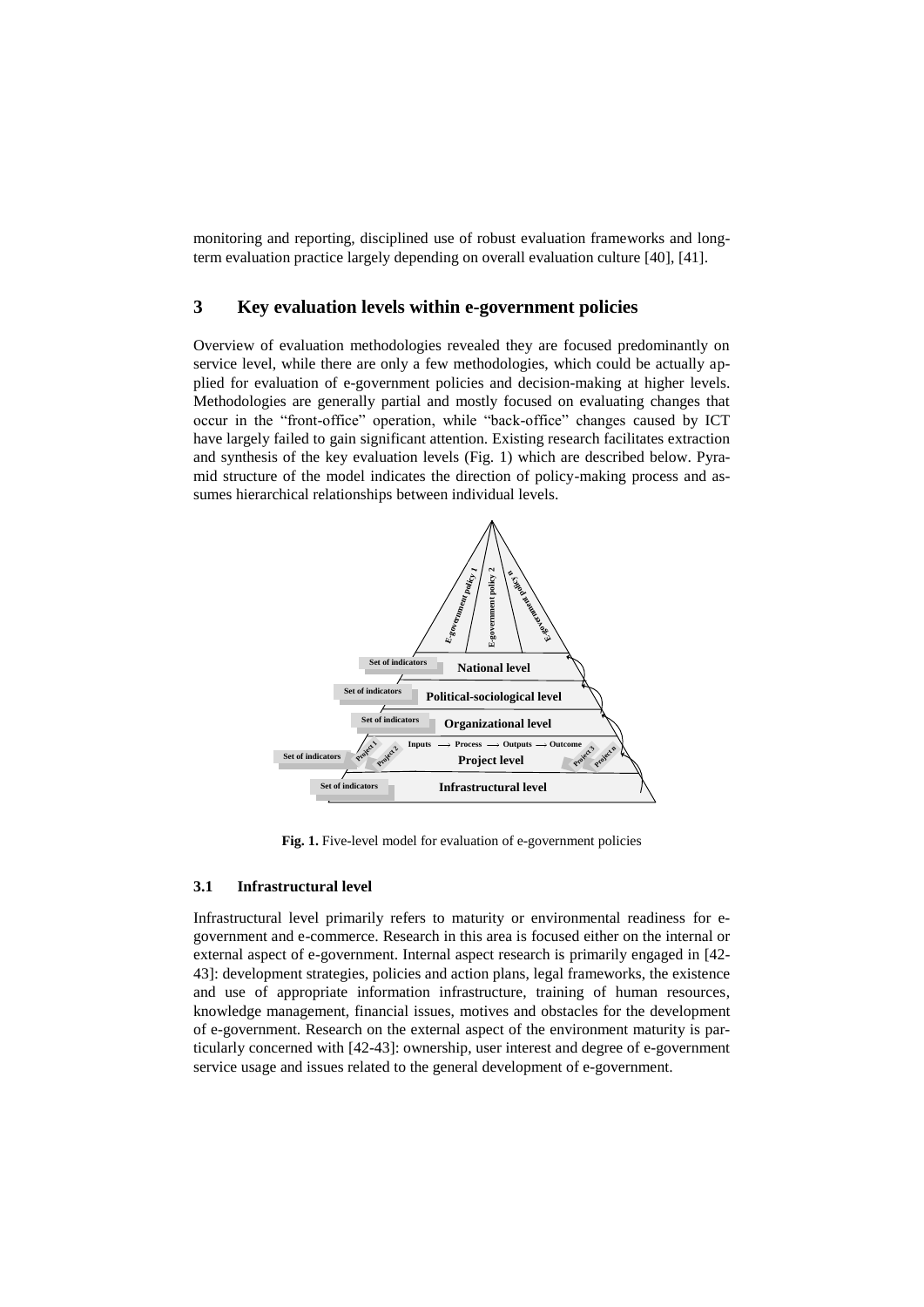monitoring and reporting, disciplined use of robust evaluation frameworks and long-term evaluation practice largely depending on overall evaluation culture [40], [41].

## 3 Key evaluation levels within e-government policies

Overview of evaluation methodologies revealed they are focused predominantly on service level, while there are only a few methodologies, which could be actually applied for evaluation of e-government policies and decision-making at higher levels. Methodologies are generally partial and mostly focused on evaluating changes that occur in the "front-office" operation, while "back-office" changes caused by ICT have largely failed to gain significant attention. Existing research facilitates extraction and synthesis of the key evaluation levels (Fig. 1) which are described below. Pyramid structure of the model indicates the direction of policy-making process and assumes hierarchical relationships between individual levels.

**Fig. 1.** Five-level model for evaluation of e-government policies

### 3.1 Infrastructural level

Infrastructural level primarily refers to maturity or environmental readiness for e-government and e-commerce. Research in this area is focused either on the internal or external aspect of e-government. Internal aspect research is primarily engaged in [42-43]: development strategies, policies and action plans, legal frameworks, the existence and use of appropriate information infrastructure, training of human resources, knowledge management, financial issues, motives and obstacles for the development of e-government. Research on the external aspect of the environment maturity is particularly concerned with [42-43]: ownership, user interest and degree of e-government service usage and issues related to the general development of e-government.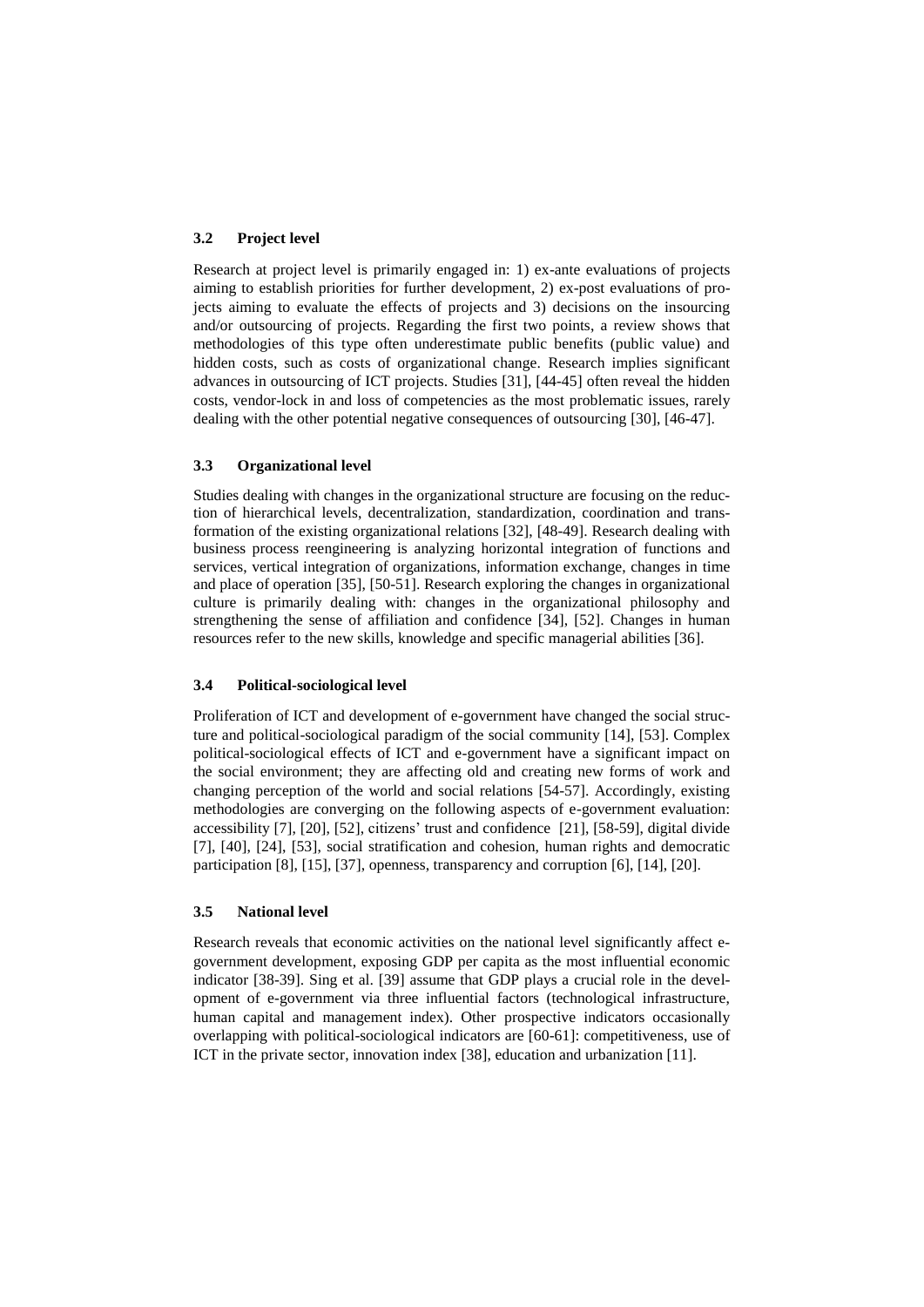### 3.2 Project level

Research at project level is primarily engaged in: 1) ex-ante evaluations of projects aiming to establish priorities for further development, 2) ex-post evaluations of projects aiming to evaluate the effects of projects and 3) decisions on the insourcing and/or outsourcing of projects. Regarding the first two points, a review shows that methodologies of this type often underestimate public benefits (public value) and hidden costs, such as costs of organizational change. Research implies significant advances in outsourcing of ICT projects. Studies [31], [44-45] often reveal the hidden costs, vendor-lock in and loss of competencies as the most problematic issues, rarely dealing with the other potential negative consequences of outsourcing [30], [46-47].

### 3.3 Organizational level

Studies dealing with changes in the organizational structure are focusing on the reduction of hierarchical levels, decentralization, standardization, coordination and transformation of the existing organizational relations [32], [48-49]. Research dealing with business process reengineering is analyzing horizontal integration of functions and services, vertical integration of organizations, information exchange, changes in time and place of operation [35], [50-51]. Research exploring the changes in organizational culture is primarily dealing with: changes in the organizational philosophy and strengthening the sense of affiliation and confidence [34], [52]. Changes in human resources refer to the new skills, knowledge and specific managerial abilities [36].

### 3.4 Political-sociological level

Proliferation of ICT and development of e-government have changed the social structure and political-sociological paradigm of the social community [14], [53]. Complex political-sociological effects of ICT and e-government have a significant impact on the social environment; they are affecting old and creating new forms of work and changing perception of the world and social relations [54-57]. Accordingly, existing methodologies are converging on the following aspects of e-government evaluation: accessibility [7], [20], [52], citizens' trust and confidence [21], [58-59], digital divide [7], [40], [24], [53], social stratification and cohesion, human rights and democratic participation [8], [15], [37], openness, transparency and corruption [6], [14], [20].

### 3.5 National level

Research reveals that economic activities on the national level significantly affect e-government development, exposing GDP per capita as the most influential economic indicator [38-39]. Sing et al. [39] assume that GDP plays a crucial role in the development of e-government via three influential factors (technological infrastructure, human capital and management index). Other prospective indicators occasionally overlapping with political-sociological indicators are [60-61]: competitiveness, use of ICT in the private sector, innovation index [38], education and urbanization [11].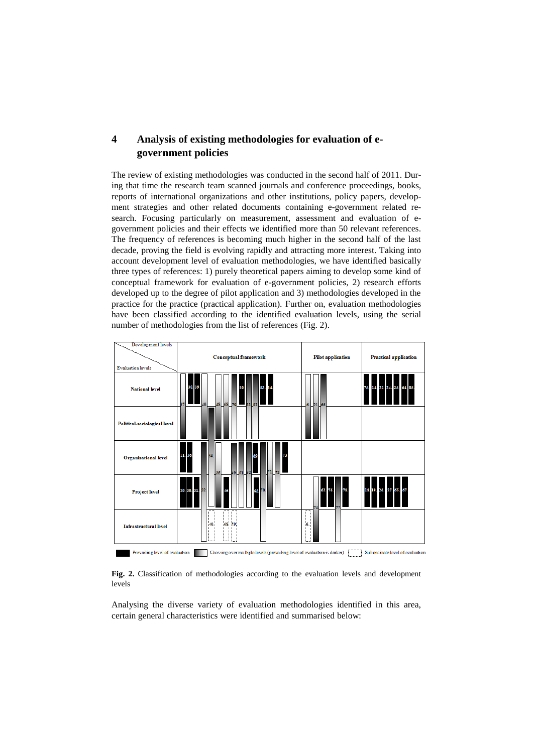## 4 Analysis of existing methodologies for evaluation of e-government policies

The review of existing methodologies was conducted in the second half of 2011. During that time the research team scanned journals and conference proceedings, books, reports of international organizations and other institutions, policy papers, development strategies and other related documents containing e-government related research. Focusing particularly on measurement, assessment and evaluation of e-government policies and their effects we identified more than 50 relevant references. The frequency of references is becoming much higher in the second half of the last decade, proving the field is evolving rapidly and attracting more interest. Taking into account development level of evaluation methodologies, we have identified basically three types of references: 1) purely theoretical papers aiming to develop some kind of conceptual framework for evaluation of e-government policies, 2) research efforts developed up to the degree of pilot application and 3) methodologies developed in the practice for the practice (practical application). Further on, evaluation methodologies have been classified according to the identified evaluation levels, using the serial number of methodologies from the list of references (Fig. 2).

**Fig. 2.** Classification of methodologies according to the evaluation levels and development levels

Analysing the diverse variety of evaluation methodologies identified in this area, certain general characteristics were identified and summarised below: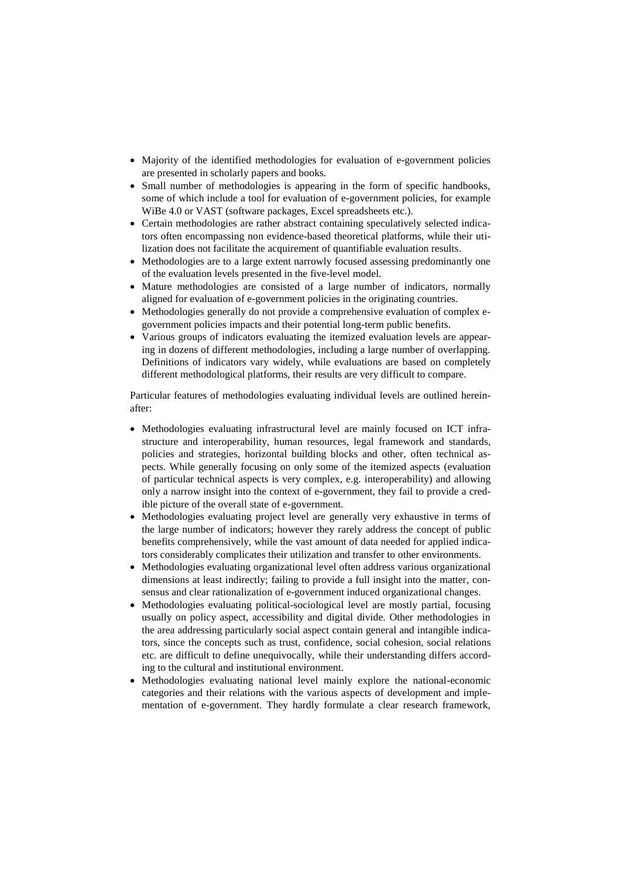- Majority of the identified methodologies for evaluation of e-government policies are presented in scholarly papers and books.
- Small number of methodologies is appearing in the form of specific handbooks, some of which include a tool for evaluation of e-government policies, for example WiBe 4.0 or VAST (software packages, Excel spreadsheets etc.).
- Certain methodologies are rather abstract containing speculatively selected indicators often encompassing non evidence-based theoretical platforms, while their utilization does not facilitate the acquirement of quantifiable evaluation results.
- Methodologies are to a large extent narrowly focused assessing predominantly one of the evaluation levels presented in the five-level model.
- Mature methodologies are consisted of a large number of indicators, normally aligned for evaluation of e-government policies in the originating countries.
- Methodologies generally do not provide a comprehensive evaluation of complex e-government policies impacts and their potential long-term public benefits.
- Various groups of indicators evaluating the itemized evaluation levels are appearing in dozens of different methodologies, including a large number of overlapping. Definitions of indicators vary widely, while evaluations are based on completely different methodological platforms, their results are very difficult to compare.

Particular features of methodologies evaluating individual levels are outlined hereinafter:

- Methodologies evaluating infrastructural level are mainly focused on ICT infrastructure and interoperability, human resources, legal framework and standards, policies and strategies, horizontal building blocks and other, often technical aspects. While generally focusing on only some of the itemized aspects (evaluation of particular technical aspects is very complex, e.g. interoperability) and allowing only a narrow insight into the context of e-government, they fail to provide a credible picture of the overall state of e-government.
- Methodologies evaluating project level are generally very exhaustive in terms of the large number of indicators; however they rarely address the concept of public benefits comprehensively, while the vast amount of data needed for applied indicators considerably complicates their utilization and transfer to other environments.
- Methodologies evaluating organizational level often address various organizational dimensions at least indirectly; failing to provide a full insight into the matter, consensus and clear rationalization of e-government induced organizational changes.
- Methodologies evaluating political-sociological level are mostly partial, focusing usually on policy aspect, accessibility and digital divide. Other methodologies in the area addressing particularly social aspect contain general and intangible indicators, since the concepts such as trust, confidence, social cohesion, social relations etc. are difficult to define unequivocally, while their understanding differs according to the cultural and institutional environment.
- Methodologies evaluating national level mainly explore the national-economic categories and their relations with the various aspects of development and implementation of e-government. They hardly formulate a clear research framework,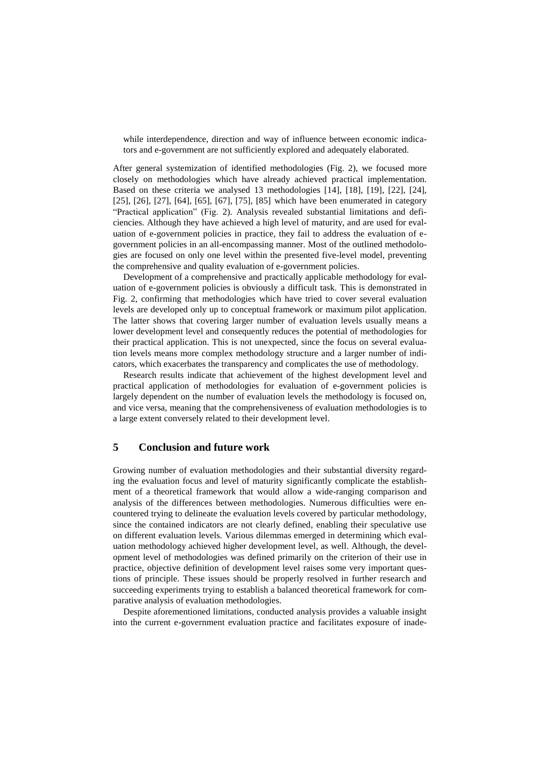while interdependence, direction and way of influence between economic indicators and e-government are not sufficiently explored and adequately elaborated.

After general systemization of identified methodologies (Fig. 2), we focused more closely on methodologies which have already achieved practical implementation. Based on these criteria we analysed 13 methodologies [14], [18], [19], [22], [24], [25], [26], [27], [64], [65], [67], [75], [85] which have been enumerated in category "Practical application" (Fig. 2). Analysis revealed substantial limitations and deficiencies. Although they have achieved a high level of maturity, and are used for evaluation of e-government policies in practice, they fail to address the evaluation of e-government policies in an all-encompassing manner. Most of the outlined methodologies are focused on only one level within the presented five-level model, preventing the comprehensive and quality evaluation of e-government policies.

Development of a comprehensive and practically applicable methodology for evaluation of e-government policies is obviously a difficult task. This is demonstrated in Fig. 2, confirming that methodologies which have tried to cover several evaluation levels are developed only up to conceptual framework or maximum pilot application. The latter shows that covering larger number of evaluation levels usually means a lower development level and consequently reduces the potential of methodologies for their practical application. This is not unexpected, since the focus on several evaluation levels means more complex methodology structure and a larger number of indicators, which exacerbates the transparency and complicates the use of methodology.

Research results indicate that achievement of the highest development level and practical application of methodologies for evaluation of e-government policies is largely dependent on the number of evaluation levels the methodology is focused on, and vice versa, meaning that the comprehensiveness of evaluation methodologies is to a large extent conversely related to their development level.

## 5 Conclusion and future work

Growing number of evaluation methodologies and their substantial diversity regarding the evaluation focus and level of maturity significantly complicate the establishment of a theoretical framework that would allow a wide-ranging comparison and analysis of the differences between methodologies. Numerous difficulties were encountered trying to delineate the evaluation levels covered by particular methodology, since the contained indicators are not clearly defined, enabling their speculative use on different evaluation levels. Various dilemmas emerged in determining which evaluation methodology achieved higher development level, as well. Although, the development level of methodologies was defined primarily on the criterion of their use in practice, objective definition of development level raises some very important questions of principle. These issues should be properly resolved in further research and succeeding experiments trying to establish a balanced theoretical framework for comparative analysis of evaluation methodologies.

Despite aforementioned limitations, conducted analysis provides a valuable insight into the current e-government evaluation practice and facilitates exposure of inade-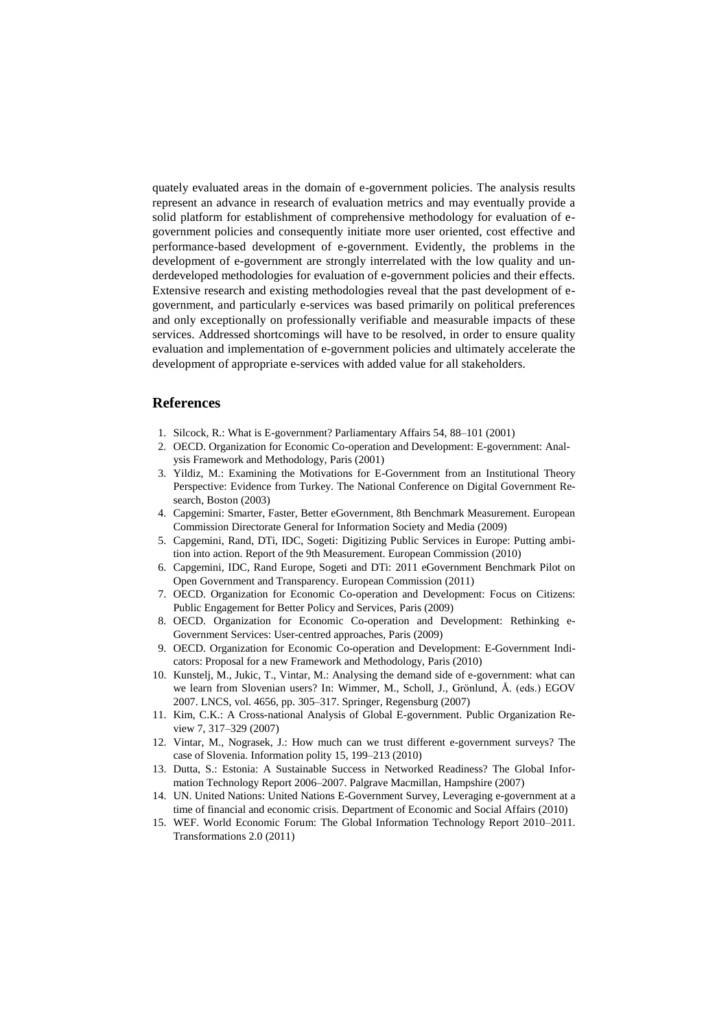quately evaluated areas in the domain of e-government policies. The analysis results represent an advance in research of evaluation metrics and may eventually provide a solid platform for establishment of comprehensive methodology for evaluation of e-government policies and consequently initiate more user oriented, cost effective and performance-based development of e-government. Evidently, the problems in the development of e-government are strongly interrelated with the low quality and underdeveloped methodologies for evaluation of e-government policies and their effects. Extensive research and existing methodologies reveal that the past development of e-government, and particularly e-services was based primarily on political preferences and only exceptionally on professionally verifiable and measurable impacts of these services. Addressed shortcomings will have to be resolved, in order to ensure quality evaluation and implementation of e-government policies and ultimately accelerate the development of appropriate e-services with added value for all stakeholders.

## References

1. Silcock, R.: What is E-government? Parliamentary Affairs 54, 88–101 (2001)
2. OECD. Organization for Economic Co-operation and Development: E-government: Analysis Framework and Methodology, Paris (2001)
3. Yildiz, M.: Examining the Motivations for E-Government from an Institutional Theory Perspective: Evidence from Turkey. The National Conference on Digital Government Research, Boston (2003)
4. Capgemini: Smarter, Faster, Better eGovernment, 8th Benchmark Measurement. European Commission Directorate General for Information Society and Media (2009)
5. Capgemini, Rand, DTi, IDC, Sogeti: Digitizing Public Services in Europe: Putting ambition into action. Report of the 9th Measurement. European Commission (2010)
6. Capgemini, IDC, Rand Europe, Sogeti and DTi: 2011 eGovernment Benchmark Pilot on Open Government and Transparency. European Commission (2011)
7. OECD. Organization for Economic Co-operation and Development: Focus on Citizens: Public Engagement for Better Policy and Services, Paris (2009)
8. OECD. Organization for Economic Co-operation and Development: Rethinking e-Government Services: User-centred approaches, Paris (2009)
9. OECD. Organization for Economic Co-operation and Development: E-Government Indicators: Proposal for a new Framework and Methodology, Paris (2010)
10. Kunstelj, M., Jukic, T., Vintar, M.: Analysing the demand side of e-government: what can we learn from Slovenian users? In: Wimmer, M., Scholl, J., Grönlund, Å. (eds.) EGOV 2007. LNCS, vol. 4656, pp. 305–317. Springer, Regensburg (2007)
11. Kim, C.K.: A Cross-national Analysis of Global E-government. Public Organization Review 7, 317–329 (2007)
12. Vintar, M., Nograsek, J.: How much can we trust different e-government surveys? The case of Slovenia. Information polity 15, 199–213 (2010)
13. Dutta, S.: Estonia: A Sustainable Success in Networked Readiness? The Global Information Technology Report 2006–2007. Palgrave Macmillan, Hampshire (2007)
14. UN. United Nations: United Nations E-Government Survey, Leveraging e-government at a time of financial and economic crisis. Department of Economic and Social Affairs (2010)
15. WEF. World Economic Forum: The Global Information Technology Report 2010–2011. Transformations 2.0 (2011)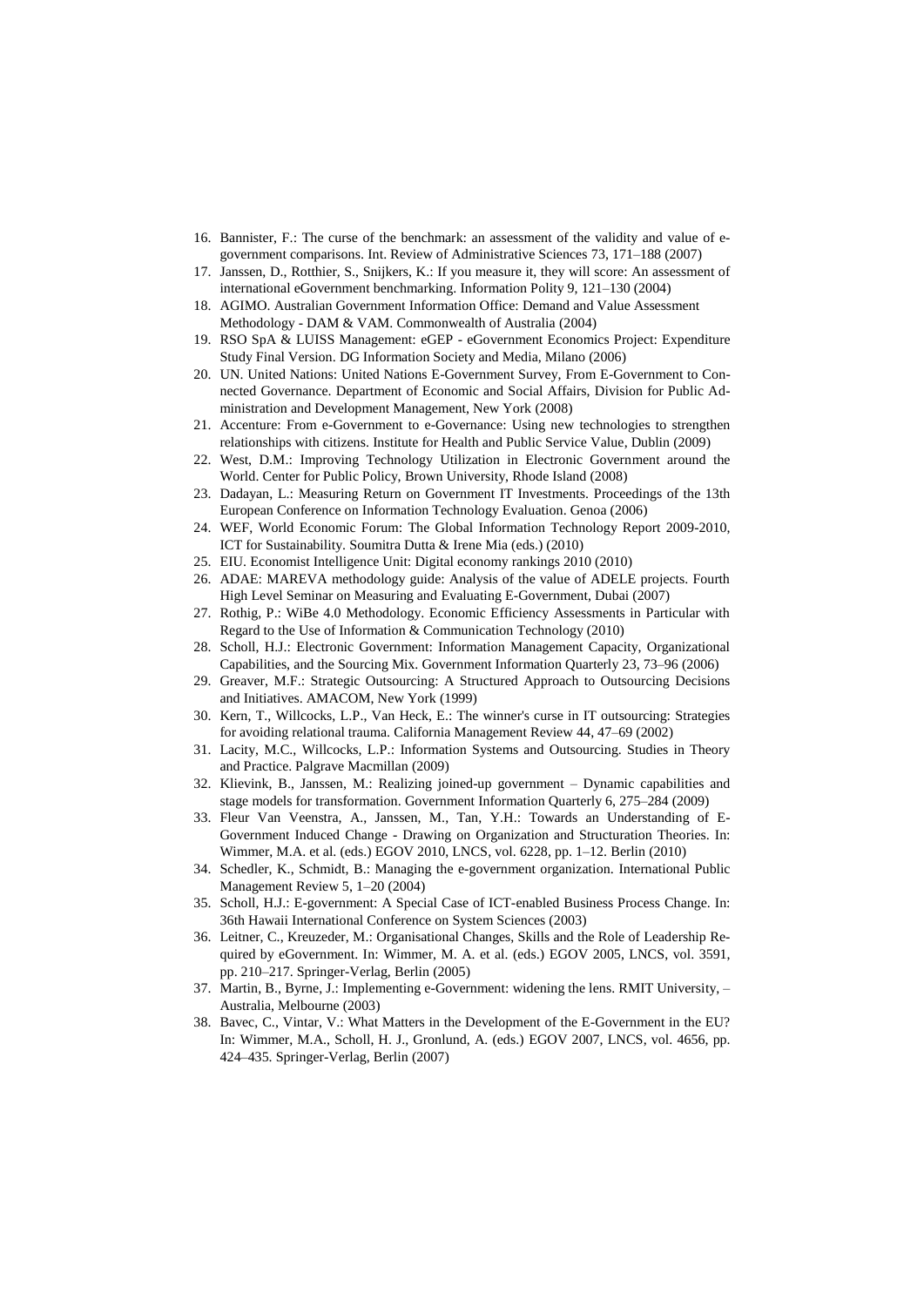16. Bannister, F.: The curse of the benchmark: an assessment of the validity and value of e-government comparisons. Int. Review of Administrative Sciences 73, 171–188 (2007)
17. Janssen, D., Rotthier, S., Snijkers, K.: If you measure it, they will score: An assessment of international eGovernment benchmarking. Information Polity 9, 121–130 (2004)
18. AGIMO. Australian Government Information Office: Demand and Value Assessment Methodology - DAM & VAM. Commonwealth of Australia (2004)
19. RSO SpA & LUISS Management: eGEP - eGovernment Economics Project: Expenditure Study Final Version. DG Information Society and Media, Milano (2006)
20. UN. United Nations: United Nations E-Government Survey, From E-Government to Connected Governance. Department of Economic and Social Affairs, Division for Public Administration and Development Management, New York (2008)
21. Accenture: From e-Government to e-Governance: Using new technologies to strengthen relationships with citizens. Institute for Health and Public Service Value, Dublin (2009)
22. West, D.M.: Improving Technology Utilization in Electronic Government around the World. Center for Public Policy, Brown University, Rhode Island (2008)
23. Dadayan, L.: Measuring Return on Government IT Investments. Proceedings of the 13th European Conference on Information Technology Evaluation. Genoa (2006)
24. WEF, World Economic Forum: The Global Information Technology Report 2009-2010, ICT for Sustainability. Soumitra Dutta & Irene Mia (eds.) (2010)
25. EIU. Economist Intelligence Unit: Digital economy rankings 2010 (2010)
26. ADAE: MAREVA methodology guide: Analysis of the value of ADELE projects. Fourth High Level Seminar on Measuring and Evaluating E-Government, Dubai (2007)
27. Rothig, P.: WiBe 4.0 Methodology. Economic Efficiency Assessments in Particular with Regard to the Use of Information & Communication Technology (2010)
28. Scholl, H.J.: Electronic Government: Information Management Capacity, Organizational Capabilities, and the Sourcing Mix. Government Information Quarterly 23, 73–96 (2006)
29. Greaver, M.F.: Strategic Outsourcing: A Structured Approach to Outsourcing Decisions and Initiatives. AMACOM, New York (1999)
30. Kern, T., Willcocks, L.P., Van Heck, E.: The winner's curse in IT outsourcing: Strategies for avoiding relational trauma. California Management Review 44, 47–69 (2002)
31. Lacity, M.C., Willcocks, L.P.: Information Systems and Outsourcing. Studies in Theory and Practice. Palgrave Macmillan (2009)
32. Klievink, B., Janssen, M.: Realizing joined-up government – Dynamic capabilities and stage models for transformation. Government Information Quarterly 6, 275–284 (2009)
33. Fleur Van Veenstra, A., Janssen, M., Tan, Y.H.: Towards an Understanding of E-Government Induced Change - Drawing on Organization and Structuration Theories. In: Wimmer, M.A. et al. (eds.) EGOV 2010, LNCS, vol. 6228, pp. 1–12. Berlin (2010)
34. Schedler, K., Schmidt, B.: Managing the e-government organization. International Public Management Review 5, 1–20 (2004)
35. Scholl, H.J.: E-government: A Special Case of ICT-enabled Business Process Change. In: 36th Hawaii International Conference on System Sciences (2003)
36. Leitner, C., Kreuzeder, M.: Organisational Changes, Skills and the Role of Leadership Required by eGovernment. In: Wimmer, M. A. et al. (eds.) EGOV 2005, LNCS, vol. 3591, pp. 210–217. Springer-Verlag, Berlin (2005)
37. Martin, B., Byrne, J.: Implementing e-Government: widening the lens. RMIT University, – Australia, Melbourne (2003)
38. Bavec, C., Vintar, V.: What Matters in the Development of the E-Government in the EU? In: Wimmer, M.A., Scholl, H. J., Gronlund, A. (eds.) EGOV 2007, LNCS, vol. 4656, pp. 424–435. Springer-Verlag, Berlin (2007)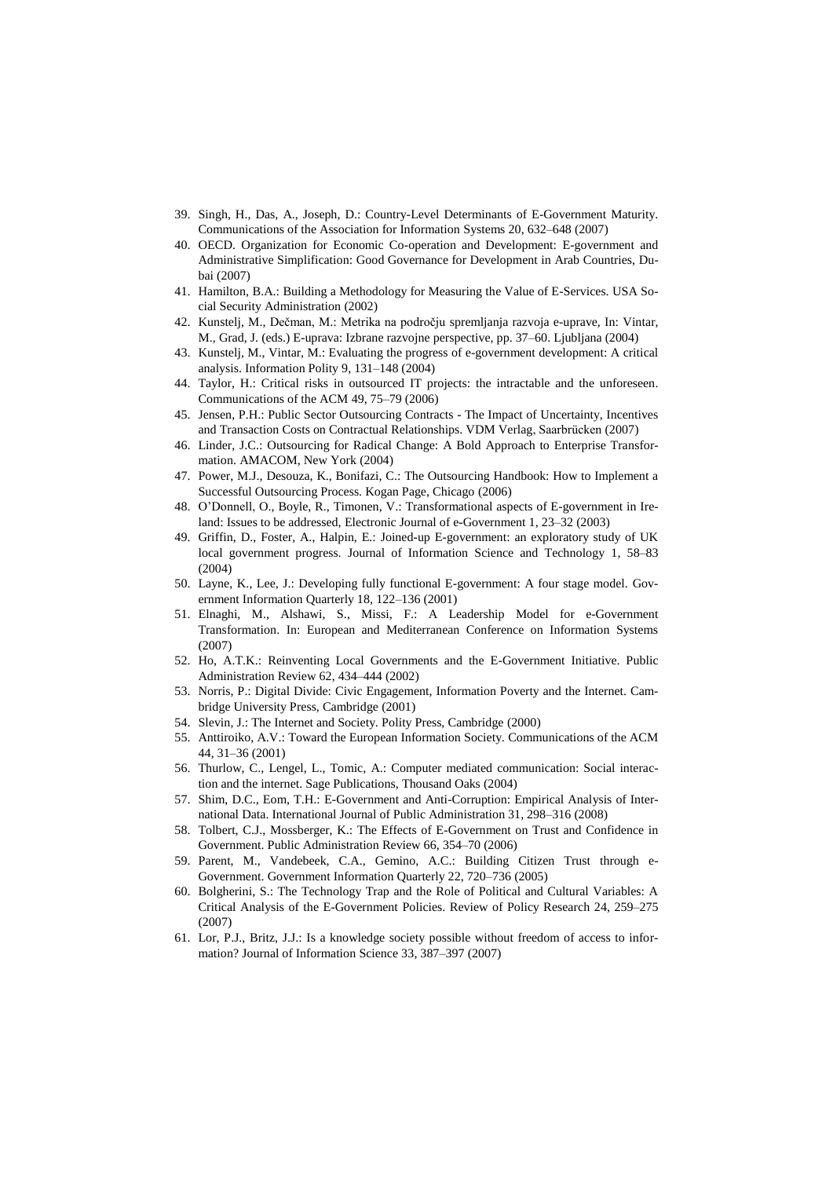39. Singh, H., Das, A., Joseph, D.: Country-Level Determinants of E-Government Maturity. Communications of the Association for Information Systems 20, 632–648 (2007)
40. OECD. Organization for Economic Co-operation and Development: E-government and Administrative Simplification: Good Governance for Development in Arab Countries, Dubai (2007)
41. Hamilton, B.A.: Building a Methodology for Measuring the Value of E-Services. USA Social Security Administration (2002)
42. Kunstelj, M., Dečman, M.: Metrika na področju spremljanja razvoja e-uprave, In: Vintar, M., Grad, J. (eds.) E-uprava: Izbrane razvojne perspective, pp. 37–60. Ljubljana (2004)
43. Kunstelj, M., Vintar, M.: Evaluating the progress of e-government development: A critical analysis. Information Polity 9, 131–148 (2004)
44. Taylor, H.: Critical risks in outsourced IT projects: the intractable and the unforeseen. Communications of the ACM 49, 75–79 (2006)
45. Jensen, P.H.: Public Sector Outsourcing Contracts - The Impact of Uncertainty, Incentives and Transaction Costs on Contractual Relationships. VDM Verlag, Saarbrücken (2007)
46. Linder, J.C.: Outsourcing for Radical Change: A Bold Approach to Enterprise Transformation. AMACOM, New York (2004)
47. Power, M.J., Desouza, K., Bonifazi, C.: The Outsourcing Handbook: How to Implement a Successful Outsourcing Process. Kogan Page, Chicago (2006)
48. O'Donnell, O., Boyle, R., Timonen, V.: Transformational aspects of E-government in Ireland: Issues to be addressed, Electronic Journal of e-Government 1, 23–32 (2003)
49. Griffin, D., Foster, A., Halpin, E.: Joined-up E-government: an exploratory study of UK local government progress. Journal of Information Science and Technology 1, 58–83 (2004)
50. Layne, K., Lee, J.: Developing fully functional E-government: A four stage model. Government Information Quarterly 18, 122–136 (2001)
51. Elnaghi, M., Alshawi, S., Missi, F.: A Leadership Model for e-Government Transformation. In: European and Mediterranean Conference on Information Systems (2007)
52. Ho, A.T.K.: Reinventing Local Governments and the E-Government Initiative. Public Administration Review 62, 434–444 (2002)
53. Norris, P.: Digital Divide: Civic Engagement, Information Poverty and the Internet. Cambridge University Press, Cambridge (2001)
54. Slevin, J.: The Internet and Society. Polity Press, Cambridge (2000)
55. Anttiroiko, A.V.: Toward the European Information Society. Communications of the ACM 44, 31–36 (2001)
56. Thurlow, C., Lengel, L., Tomic, A.: Computer mediated communication: Social interaction and the internet. Sage Publications, Thousand Oaks (2004)
57. Shim, D.C., Eom, T.H.: E-Government and Anti-Corruption: Empirical Analysis of International Data. International Journal of Public Administration 31, 298–316 (2008)
58. Tolbert, C.J., Mossberger, K.: The Effects of E-Government on Trust and Confidence in Government. Public Administration Review 66, 354–70 (2006)
59. Parent, M., Vandebeek, C.A., Gemino, A.C.: Building Citizen Trust through e-Government. Government Information Quarterly 22, 720–736 (2005)
60. Bolgherini, S.: The Technology Trap and the Role of Political and Cultural Variables: A Critical Analysis of the E-Government Policies. Review of Policy Research 24, 259–275 (2007)
61. Lor, P.J., Britz, J.J.: Is a knowledge society possible without freedom of access to information? Journal of Information Science 33, 387–397 (2007)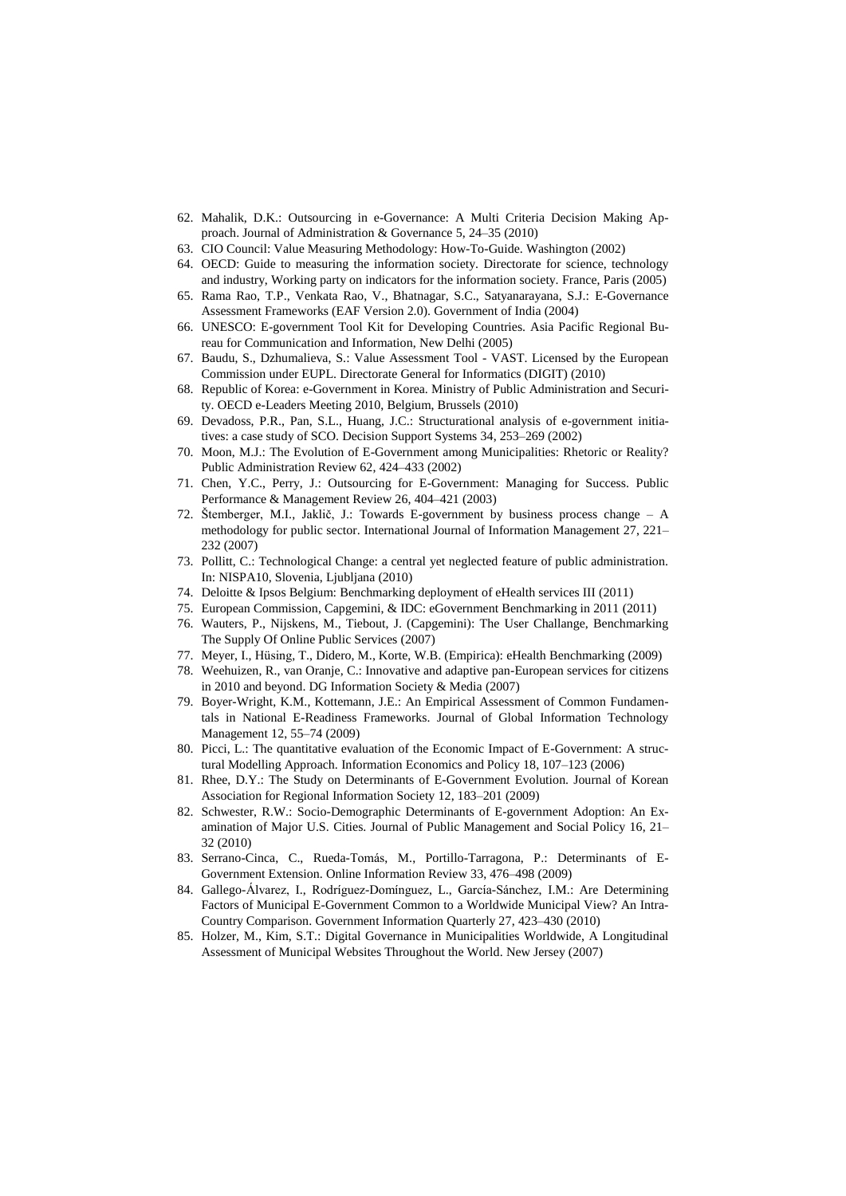62. Mahalik, D.K.: Outsourcing in e-Governance: A Multi Criteria Decision Making Approach. Journal of Administration & Governance 5, 24–35 (2010)
63. CIO Council: Value Measuring Methodology: How-To-Guide. Washington (2002)
64. OECD: Guide to measuring the information society. Directorate for science, technology and industry, Working party on indicators for the information society. France, Paris (2005)
65. Rama Rao, T.P., Venkata Rao, V., Bhatnagar, S.C., Satyanarayana, S.J.: E-Governance Assessment Frameworks (EAF Version 2.0). Government of India (2004)
66. UNESCO: E-government Tool Kit for Developing Countries. Asia Pacific Regional Bureau for Communication and Information, New Delhi (2005)
67. Baudu, S., Dzhumalieva, S.: Value Assessment Tool - VAST. Licensed by the European Commission under EUPL. Directorate General for Informatics (DIGIT) (2010)
68. Republic of Korea: e-Government in Korea. Ministry of Public Administration and Security. OECD e-Leaders Meeting 2010, Belgium, Brussels (2010)
69. Devadoss, P.R., Pan, S.L., Huang, J.C.: Structurational analysis of e-government initiatives: a case study of SCO. Decision Support Systems 34, 253–269 (2002)
70. Moon, M.J.: The Evolution of E-Government among Municipalities: Rhetoric or Reality? Public Administration Review 62, 424–433 (2002)
71. Chen, Y.C., Perry, J.: Outsourcing for E-Government: Managing for Success. Public Performance & Management Review 26, 404–421 (2003)
72. Štemberger, M.I., Jaklič, J.: Towards E-government by business process change – A methodology for public sector. International Journal of Information Management 27, 221–232 (2007)
73. Pollitt, C.: Technological Change: a central yet neglected feature of public administration. In: NISPA10, Slovenia, Ljubljana (2010)
74. Deloitte & Ipsos Belgium: Benchmarking deployment of eHealth services III (2011)
75. European Commission, Capgemini, & IDC: eGovernment Benchmarking in 2011 (2011)
76. Wauters, P., Nijskens, M., Tiebout, J. (Capgemini): The User Challange, Benchmarking The Supply Of Online Public Services (2007)
77. Meyer, I., Hüsing, T., Didero, M., Korte, W.B. (Empirica): eHealth Benchmarking (2009)
78. Weehuizen, R., van Oranje, C.: Innovative and adaptive pan-European services for citizens in 2010 and beyond. DG Information Society & Media (2007)
79. Boyer-Wright, K.M., Kottemann, J.E.: An Empirical Assessment of Common Fundamentals in National E-Readiness Frameworks. Journal of Global Information Technology Management 12, 55–74 (2009)
80. Picci, L.: The quantitative evaluation of the Economic Impact of E-Government: A structural Modelling Approach. Information Economics and Policy 18, 107–123 (2006)
81. Rhee, D.Y.: The Study on Determinants of E-Government Evolution. Journal of Korean Association for Regional Information Society 12, 183–201 (2009)
82. Schwester, R.W.: Socio-Demographic Determinants of E-government Adoption: An Examination of Major U.S. Cities. Journal of Public Management and Social Policy 16, 21–32 (2010)
83. Serrano-Cinca, C., Rueda-Tomás, M., Portillo-Tarragona, P.: Determinants of E-Government Extension. Online Information Review 33, 476–498 (2009)
84. Gallego-Álvarez, I., Rodríguez-Domínguez, L., García-Sánchez, I.M.: Are Determining Factors of Municipal E-Government Common to a Worldwide Municipal View? An Intra-Country Comparison. Government Information Quarterly 27, 423–430 (2010)
85. Holzer, M., Kim, S.T.: Digital Governance in Municipalities Worldwide, A Longitudinal Assessment of Municipal Websites Throughout the World. New Jersey (2007)